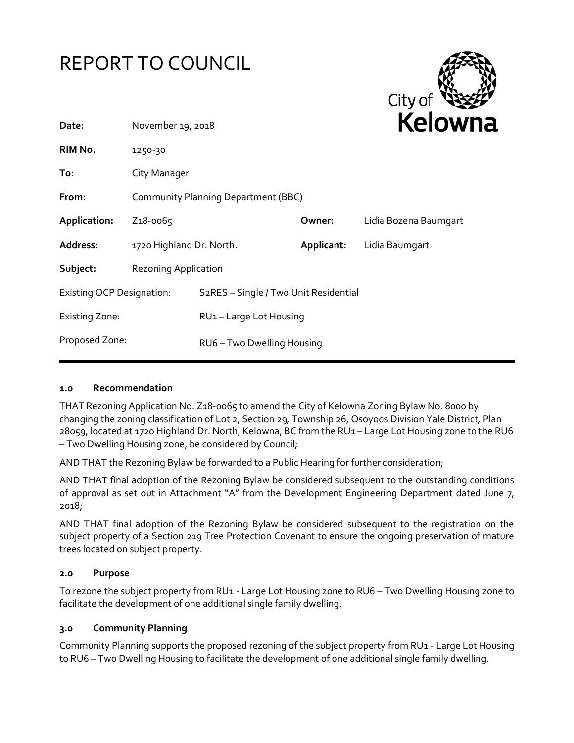# REPORT TO COUNCIL

City of **Kelowna**

| | | | |
|---|---|---|---|
| **Date:** | November 19, 2018 | | |
| **RIM No.** | 1250-30 | | |
| **To:** | City Manager | | |
| **From:** | Community Planning Department (BBC) | | |
| **Application:** | Z18-0065 | **Owner:** | Lidia Bozena Baumgart |
| **Address:** | 1720 Highland Dr. North. | **Applicant:** | Lidia Baumgart |
| **Subject:** | Rezoning Application | | |
| Existing OCP Designation: | S2RES – Single / Two Unit Residential | | |
| Existing Zone: | RU1 – Large Lot Housing | | |
| Proposed Zone: | RU6 – Two Dwelling Housing | | |

## 1.0 Recommendation

THAT Rezoning Application No. Z18-0065 to amend the City of Kelowna Zoning Bylaw No. 8000 by changing the zoning classification of Lot 2, Section 29, Township 26, Osoyoos Division Yale District, Plan 28059, located at 1720 Highland Dr. North, Kelowna, BC from the RU1 – Large Lot Housing zone to the RU6 – Two Dwelling Housing zone, be considered by Council;

AND THAT the Rezoning Bylaw be forwarded to a Public Hearing for further consideration;

AND THAT final adoption of the Rezoning Bylaw be considered subsequent to the outstanding conditions of approval as set out in Attachment "A" from the Development Engineering Department dated June 7, 2018;

AND THAT final adoption of the Rezoning Bylaw be considered subsequent to the registration on the subject property of a Section 219 Tree Protection Covenant to ensure the ongoing preservation of mature trees located on subject property.

## 2.0 Purpose

To rezone the subject property from RU1 - Large Lot Housing zone to RU6 – Two Dwelling Housing zone to facilitate the development of one additional single family dwelling.

## 3.0 Community Planning

Community Planning supports the proposed rezoning of the subject property from RU1 - Large Lot Housing to RU6 – Two Dwelling Housing to facilitate the development of one additional single family dwelling.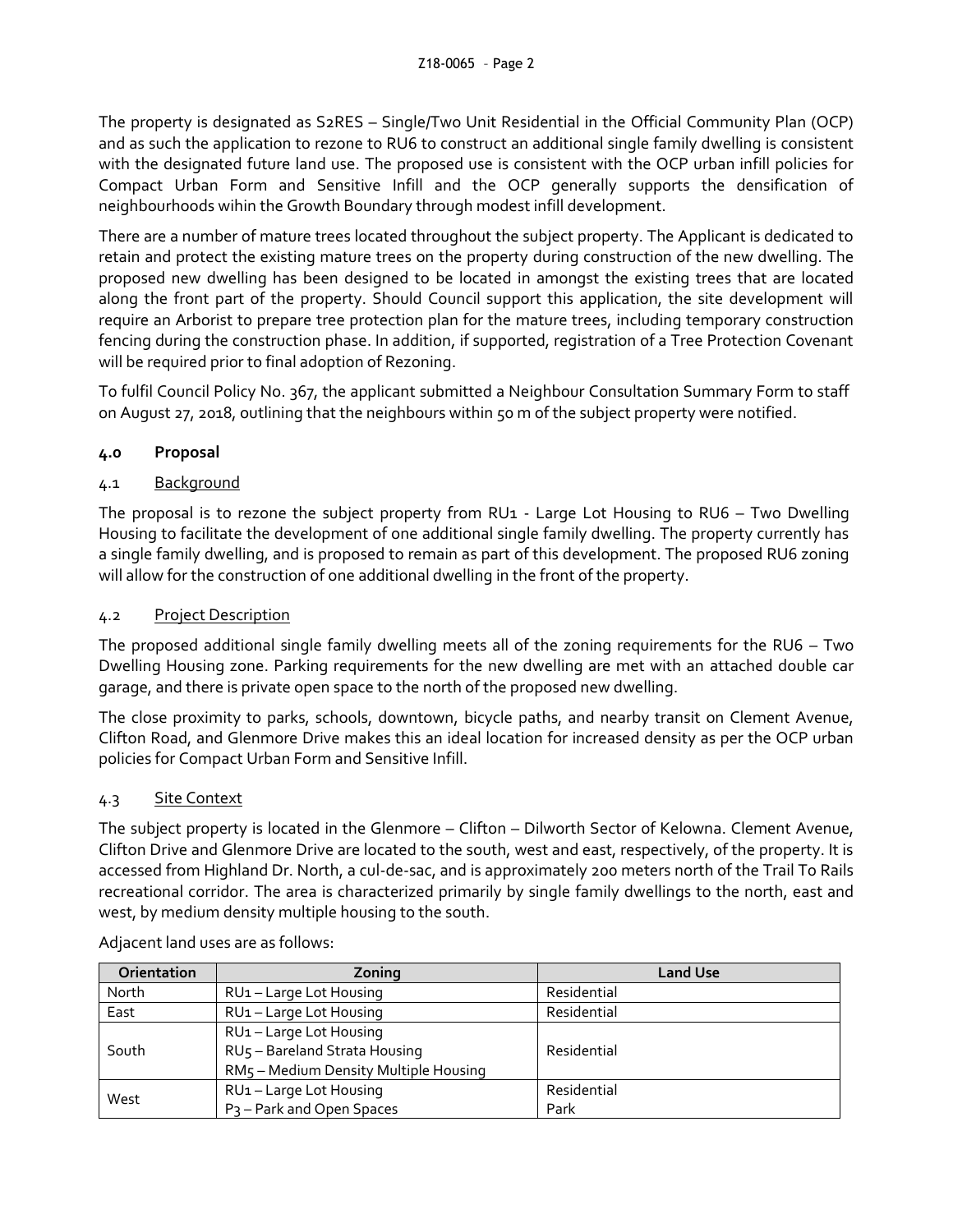The property is designated as S2RES – Single/Two Unit Residential in the Official Community Plan (OCP) and as such the application to rezone to RU6 to construct an additional single family dwelling is consistent with the designated future land use. The proposed use is consistent with the OCP urban infill policies for Compact Urban Form and Sensitive Infill and the OCP generally supports the densification of neighbourhoods wihin the Growth Boundary through modest infill development.

There are a number of mature trees located throughout the subject property. The Applicant is dedicated to retain and protect the existing mature trees on the property during construction of the new dwelling. The proposed new dwelling has been designed to be located in amongst the existing trees that are located along the front part of the property. Should Council support this application, the site development will require an Arborist to prepare tree protection plan for the mature trees, including temporary construction fencing during the construction phase. In addition, if supported, registration of a Tree Protection Covenant will be required prior to final adoption of Rezoning.

To fulfil Council Policy No. 367, the applicant submitted a Neighbour Consultation Summary Form to staff on August 27, 2018, outlining that the neighbours within 50 m of the subject property were notified.

## 4.0 Proposal

### 4.1 Background

The proposal is to rezone the subject property from RU1 - Large Lot Housing to RU6 – Two Dwelling Housing to facilitate the development of one additional single family dwelling. The property currently has a single family dwelling, and is proposed to remain as part of this development. The proposed RU6 zoning will allow for the construction of one additional dwelling in the front of the property.

### 4.2 Project Description

The proposed additional single family dwelling meets all of the zoning requirements for the RU6 – Two Dwelling Housing zone. Parking requirements for the new dwelling are met with an attached double car garage, and there is private open space to the north of the proposed new dwelling.

The close proximity to parks, schools, downtown, bicycle paths, and nearby transit on Clement Avenue, Clifton Road, and Glenmore Drive makes this an ideal location for increased density as per the OCP urban policies for Compact Urban Form and Sensitive Infill.

### 4.3 Site Context

The subject property is located in the Glenmore – Clifton – Dilworth Sector of Kelowna. Clement Avenue, Clifton Drive and Glenmore Drive are located to the south, west and east, respectively, of the property. It is accessed from Highland Dr. North, a cul-de-sac, and is approximately 200 meters north of the Trail To Rails recreational corridor. The area is characterized primarily by single family dwellings to the north, east and west, by medium density multiple housing to the south.

Adjacent land uses are as follows:

| Orientation | Zoning | Land Use |
|---|---|---|
| North | RU1 – Large Lot Housing | Residential |
| East | RU1 – Large Lot Housing | Residential |
| South | RU1 – Large Lot Housing<br>RU5 – Bareland Strata Housing<br>RM5 – Medium Density Multiple Housing | Residential |
| West | RU1 – Large Lot Housing<br>P3 – Park and Open Spaces | Residential<br>Park |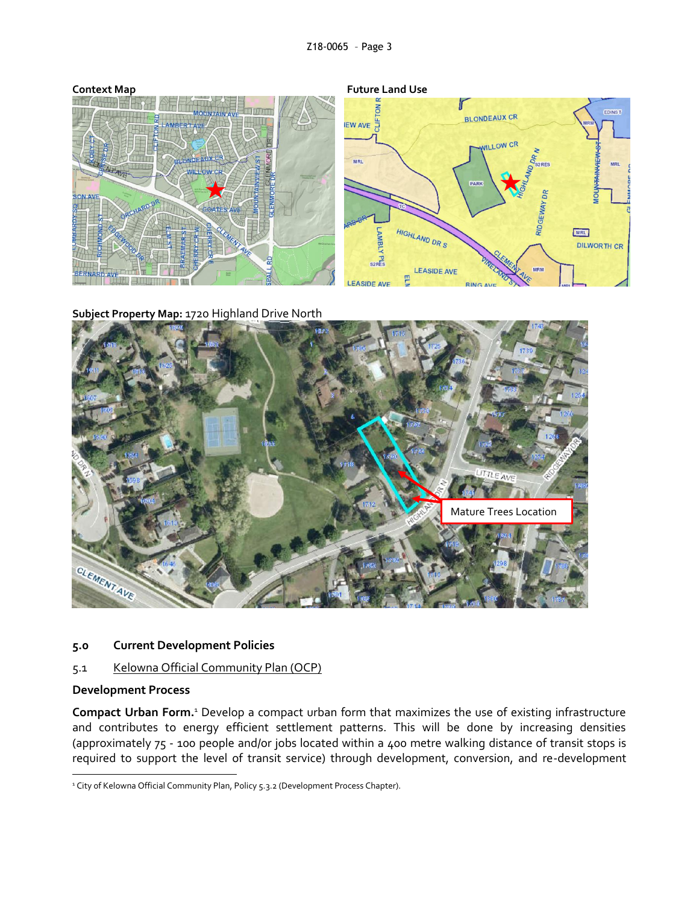**Context Map**

**Future Land Use**

**Subject Property Map:** 1720 Highland Drive North

## 5.0 Current Development Policies

### 5.1 Kelowna Official Community Plan (OCP)

**Development Process**

**Compact Urban Form.**[1] Develop a compact urban form that maximizes the use of existing infrastructure and contributes to energy efficient settlement patterns. This will be done by increasing densities (approximately 75 - 100 people and/or jobs located within a 400 metre walking distance of transit stops is required to support the level of transit service) through development, conversion, and re-development

[1] City of Kelowna Official Community Plan, Policy 5.3.2 (Development Process Chapter).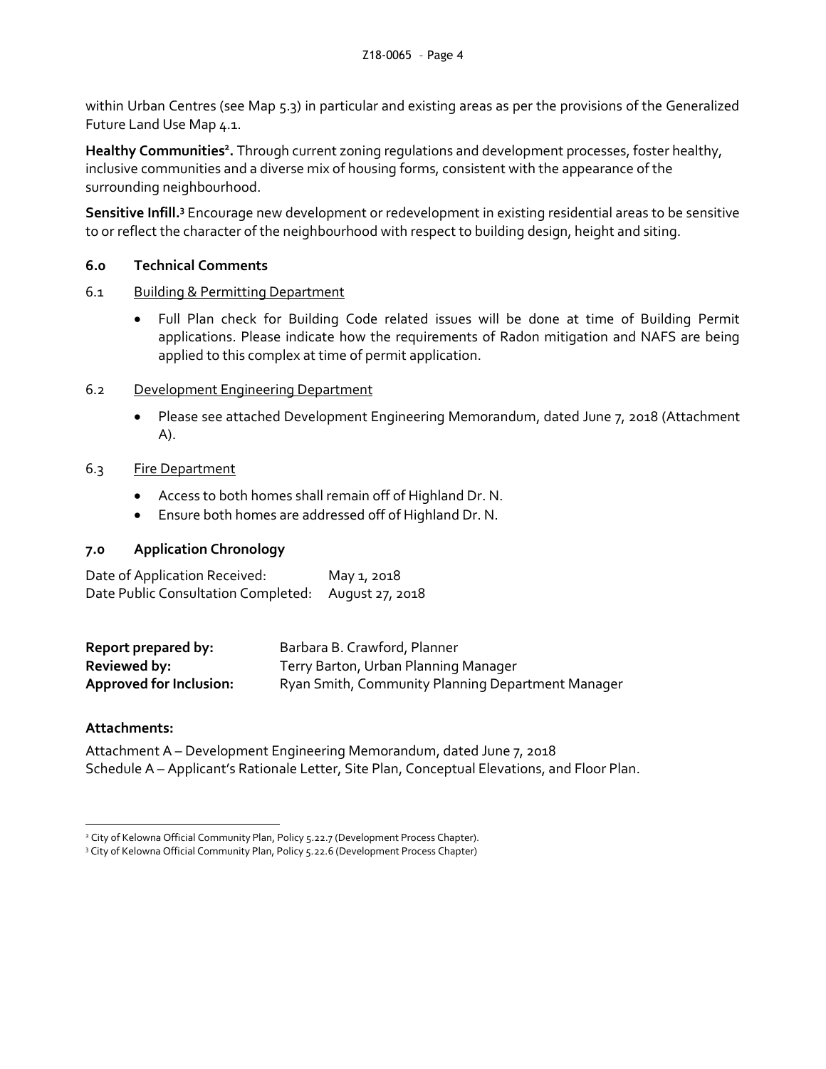within Urban Centres (see Map 5.3) in particular and existing areas as per the provisions of the Generalized Future Land Use Map 4.1.

**Healthy Communities[2].** Through current zoning regulations and development processes, foster healthy, inclusive communities and a diverse mix of housing forms, consistent with the appearance of the surrounding neighbourhood.

**Sensitive Infill.[3]** Encourage new development or redevelopment in existing residential areas to be sensitive to or reflect the character of the neighbourhood with respect to building design, height and siting.

## 6.0 Technical Comments

### 6.1 Building & Permitting Department

- Full Plan check for Building Code related issues will be done at time of Building Permit applications. Please indicate how the requirements of Radon mitigation and NAFS are being applied to this complex at time of permit application.

### 6.2 Development Engineering Department

- Please see attached Development Engineering Memorandum, dated June 7, 2018 (Attachment A).

### 6.3 Fire Department

- Access to both homes shall remain off of Highland Dr. N.
- Ensure both homes are addressed off of Highland Dr. N.

## 7.0 Application Chronology

Date of Application Received: May 1, 2018
Date Public Consultation Completed: August 27, 2018

**Report prepared by:** Barbara B. Crawford, Planner
**Reviewed by:** Terry Barton, Urban Planning Manager
**Approved for Inclusion:** Ryan Smith, Community Planning Department Manager

**Attachments:**

Attachment A – Development Engineering Memorandum, dated June 7, 2018
Schedule A – Applicant's Rationale Letter, Site Plan, Conceptual Elevations, and Floor Plan.

[2] City of Kelowna Official Community Plan, Policy 5.22.7 (Development Process Chapter).
[3] City of Kelowna Official Community Plan, Policy 5.22.6 (Development Process Chapter)